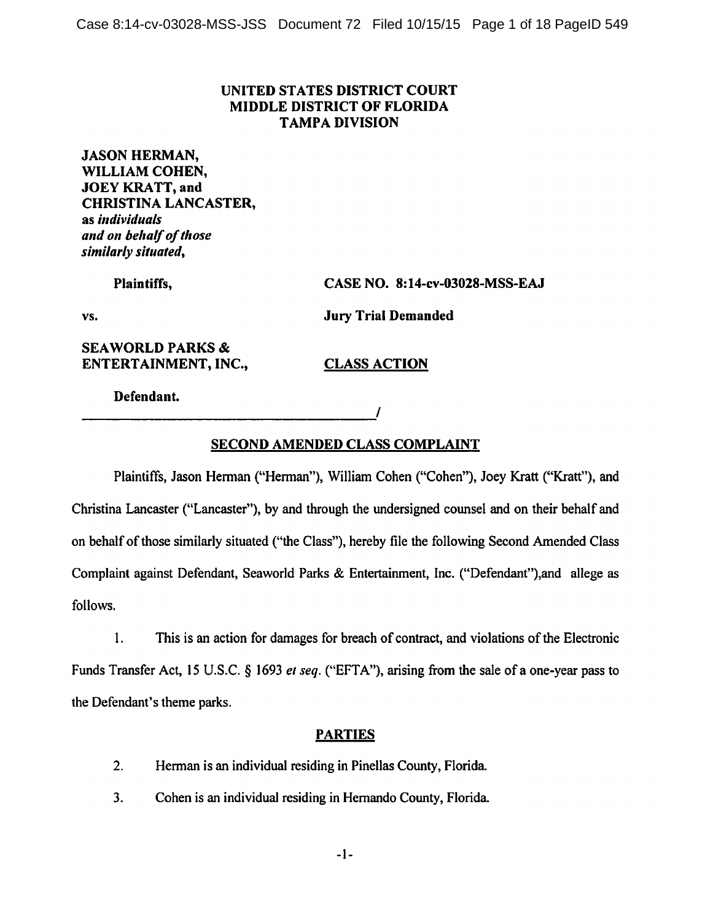**UNITED STATES DISTRICT COURT**
**MIDDLE DISTRICT OF FLORIDA**
**TAMPA DIVISION**

**JASON HERMAN,**
**WILLIAM COHEN,**
**JOEY KRATT, and**
**CHRISTINA LANCASTER,**
**as *individuals***
***and on behalf of those***
***similarly situated,***

**Plaintiffs,**

**CASE NO. 8:14-cv-03028-MSS-EAJ**

**vs.**

**Jury Trial Demanded**

**SEAWORLD PARKS &**
**ENTERTAINMENT, INC.,**

**CLASS ACTION**

**Defendant.**

_______________________________________/

## SECOND AMENDED CLASS COMPLAINT

Plaintiffs, Jason Herman ("Herman"), William Cohen ("Cohen"), Joey Kratt ("Kratt"), and Christina Lancaster ("Lancaster"), by and through the undersigned counsel and on their behalf and on behalf of those similarly situated ("the Class"), hereby file the following Second Amended Class Complaint against Defendant, Seaworld Parks & Entertainment, Inc. ("Defendant"),and allege as follows.

1. This is an action for damages for breach of contract, and violations of the Electronic Funds Transfer Act, 15 U.S.C. § 1693 *et seq.* ("EFTA"), arising from the sale of a one-year pass to the Defendant's theme parks.

## PARTIES

2. Herman is an individual residing in Pinellas County, Florida.

3. Cohen is an individual residing in Hernando County, Florida.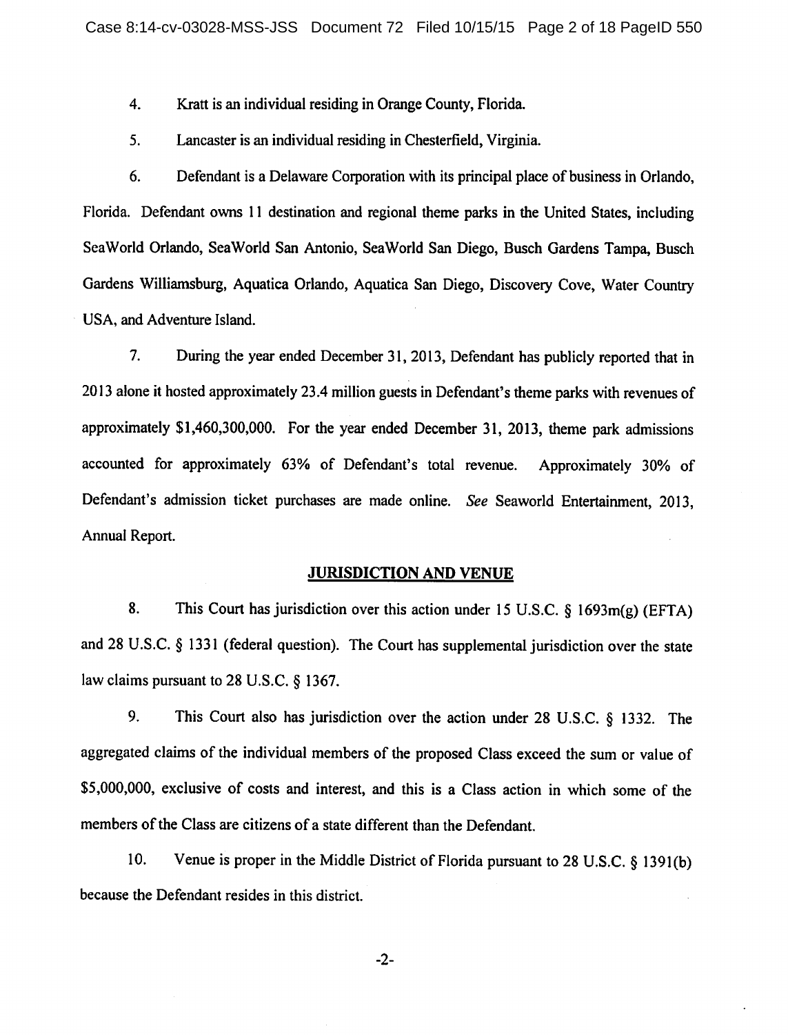4. Kratt is an individual residing in Orange County, Florida.

5. Lancaster is an individual residing in Chesterfield, Virginia.

6. Defendant is a Delaware Corporation with its principal place of business in Orlando, Florida. Defendant owns 11 destination and regional theme parks in the United States, including SeaWorld Orlando, SeaWorld San Antonio, SeaWorld San Diego, Busch Gardens Tampa, Busch Gardens Williamsburg, Aquatica Orlando, Aquatica San Diego, Discovery Cove, Water Country USA, and Adventure Island.

7. During the year ended December 31, 2013, Defendant has publicly reported that in 2013 alone it hosted approximately 23.4 million guests in Defendant's theme parks with revenues of approximately $1,460,300,000. For the year ended December 31, 2013, theme park admissions accounted for approximately 63% of Defendant's total revenue. Approximately 30% of Defendant's admission ticket purchases are made online. *See* Seaworld Entertainment, 2013, Annual Report.

## JURISDICTION AND VENUE

8. This Court has jurisdiction over this action under 15 U.S.C. § 1693m(g) (EFTA) and 28 U.S.C. § 1331 (federal question). The Court has supplemental jurisdiction over the state law claims pursuant to 28 U.S.C. § 1367.

9. This Court also has jurisdiction over the action under 28 U.S.C. § 1332. The aggregated claims of the individual members of the proposed Class exceed the sum or value of $5,000,000, exclusive of costs and interest, and this is a Class action in which some of the members of the Class are citizens of a state different than the Defendant.

10. Venue is proper in the Middle District of Florida pursuant to 28 U.S.C. § 1391(b) because the Defendant resides in this district.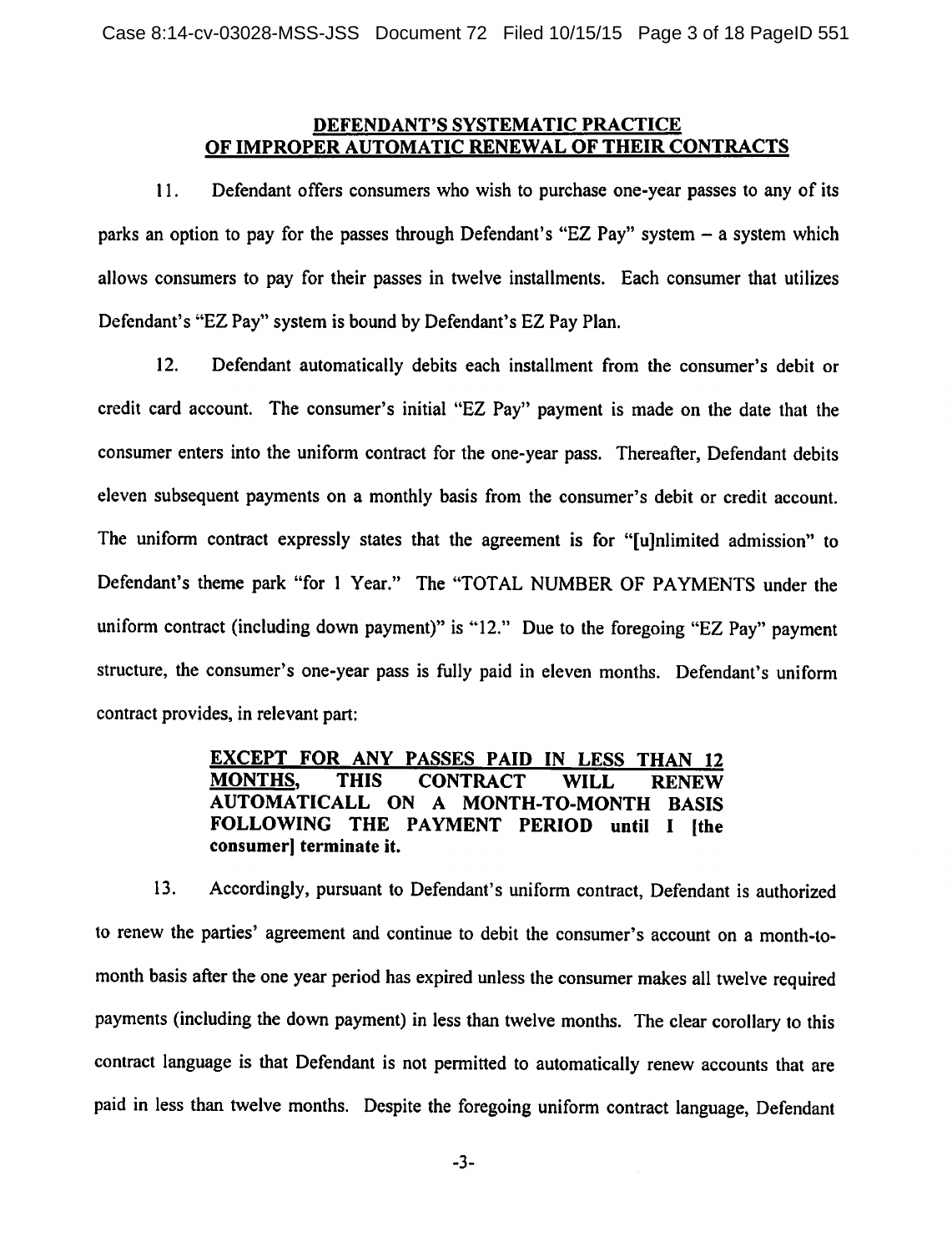## DEFENDANT'S SYSTEMATIC PRACTICE OF IMPROPER AUTOMATIC RENEWAL OF THEIR CONTRACTS

11. Defendant offers consumers who wish to purchase one-year passes to any of its parks an option to pay for the passes through Defendant's "EZ Pay" system – a system which allows consumers to pay for their passes in twelve installments. Each consumer that utilizes Defendant's "EZ Pay" system is bound by Defendant's EZ Pay Plan.

12. Defendant automatically debits each installment from the consumer's debit or credit card account. The consumer's initial "EZ Pay" payment is made on the date that the consumer enters into the uniform contract for the one-year pass. Thereafter, Defendant debits eleven subsequent payments on a monthly basis from the consumer's debit or credit account. The uniform contract expressly states that the agreement is for "[u]nlimited admission" to Defendant's theme park "for 1 Year." The "TOTAL NUMBER OF PAYMENTS under the uniform contract (including down payment)" is "12." Due to the foregoing "EZ Pay" payment structure, the consumer's one-year pass is fully paid in eleven months. Defendant's uniform contract provides, in relevant part:

> **EXCEPT FOR ANY PASSES PAID IN LESS THAN 12 MONTHS, THIS CONTRACT WILL RENEW AUTOMATICALL ON A MONTH-TO-MONTH BASIS FOLLOWING THE PAYMENT PERIOD until I [the consumer] terminate it.**

13. Accordingly, pursuant to Defendant's uniform contract, Defendant is authorized to renew the parties' agreement and continue to debit the consumer's account on a month-to-month basis after the one year period has expired unless the consumer makes all twelve required payments (including the down payment) in less than twelve months. The clear corollary to this contract language is that Defendant is not permitted to automatically renew accounts that are paid in less than twelve months. Despite the foregoing uniform contract language, Defendant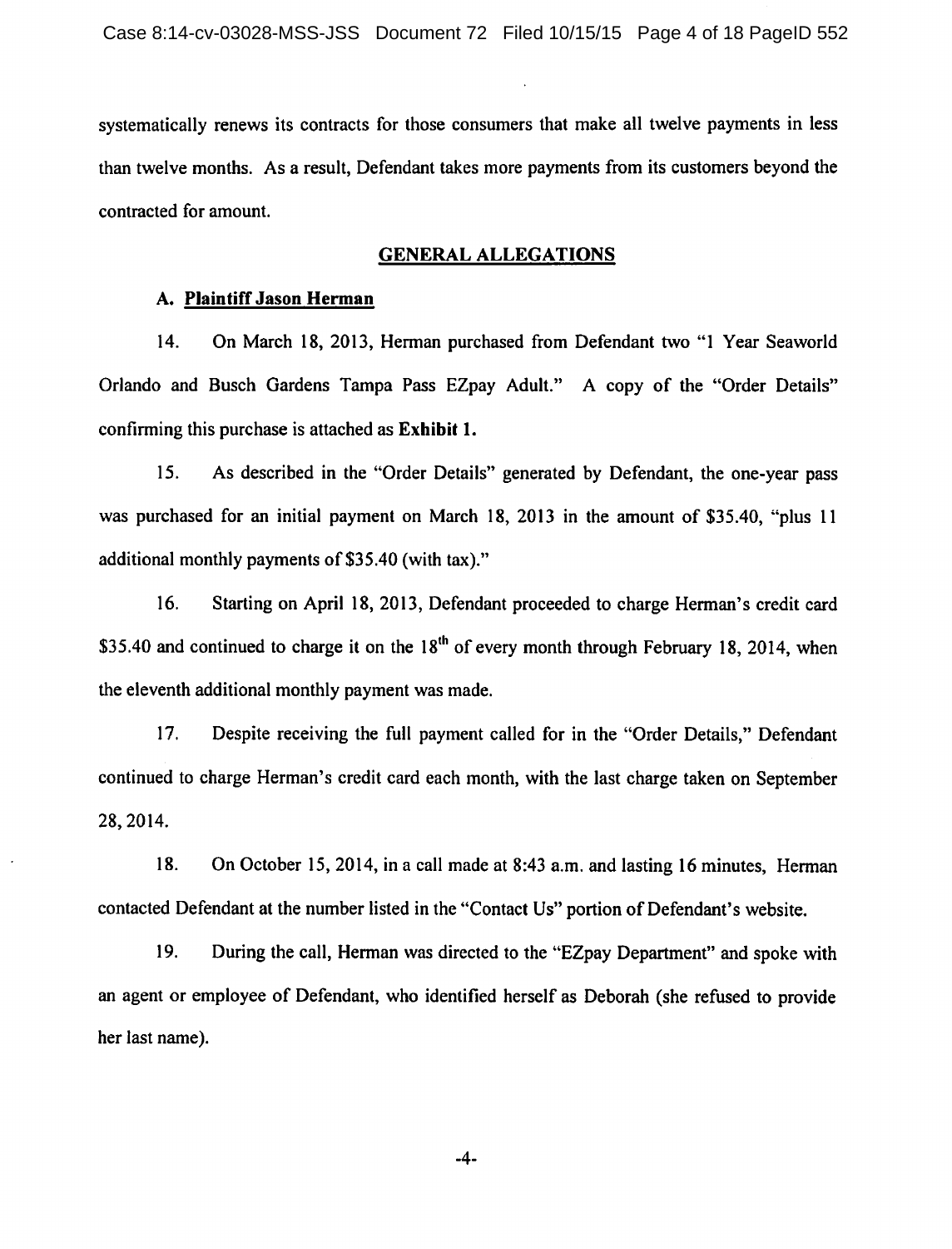systematically renews its contracts for those consumers that make all twelve payments in less than twelve months. As a result, Defendant takes more payments from its customers beyond the contracted for amount.

## GENERAL ALLEGATIONS

### A. Plaintiff Jason Herman

14. On March 18, 2013, Herman purchased from Defendant two "1 Year Seaworld Orlando and Busch Gardens Tampa Pass EZpay Adult." A copy of the "Order Details" confirming this purchase is attached as **Exhibit 1.**

15. As described in the "Order Details" generated by Defendant, the one-year pass was purchased for an initial payment on March 18, 2013 in the amount of $35.40, "plus 11 additional monthly payments of $35.40 (with tax)."

16. Starting on April 18, 2013, Defendant proceeded to charge Herman's credit card $35.40 and continued to charge it on the 18th of every month through February 18, 2014, when the eleventh additional monthly payment was made.

17. Despite receiving the full payment called for in the "Order Details," Defendant continued to charge Herman's credit card each month, with the last charge taken on September 28, 2014.

18. On October 15, 2014, in a call made at 8:43 a.m. and lasting 16 minutes, Herman contacted Defendant at the number listed in the "Contact Us" portion of Defendant's website.

19. During the call, Herman was directed to the "EZpay Department" and spoke with an agent or employee of Defendant, who identified herself as Deborah (she refused to provide her last name).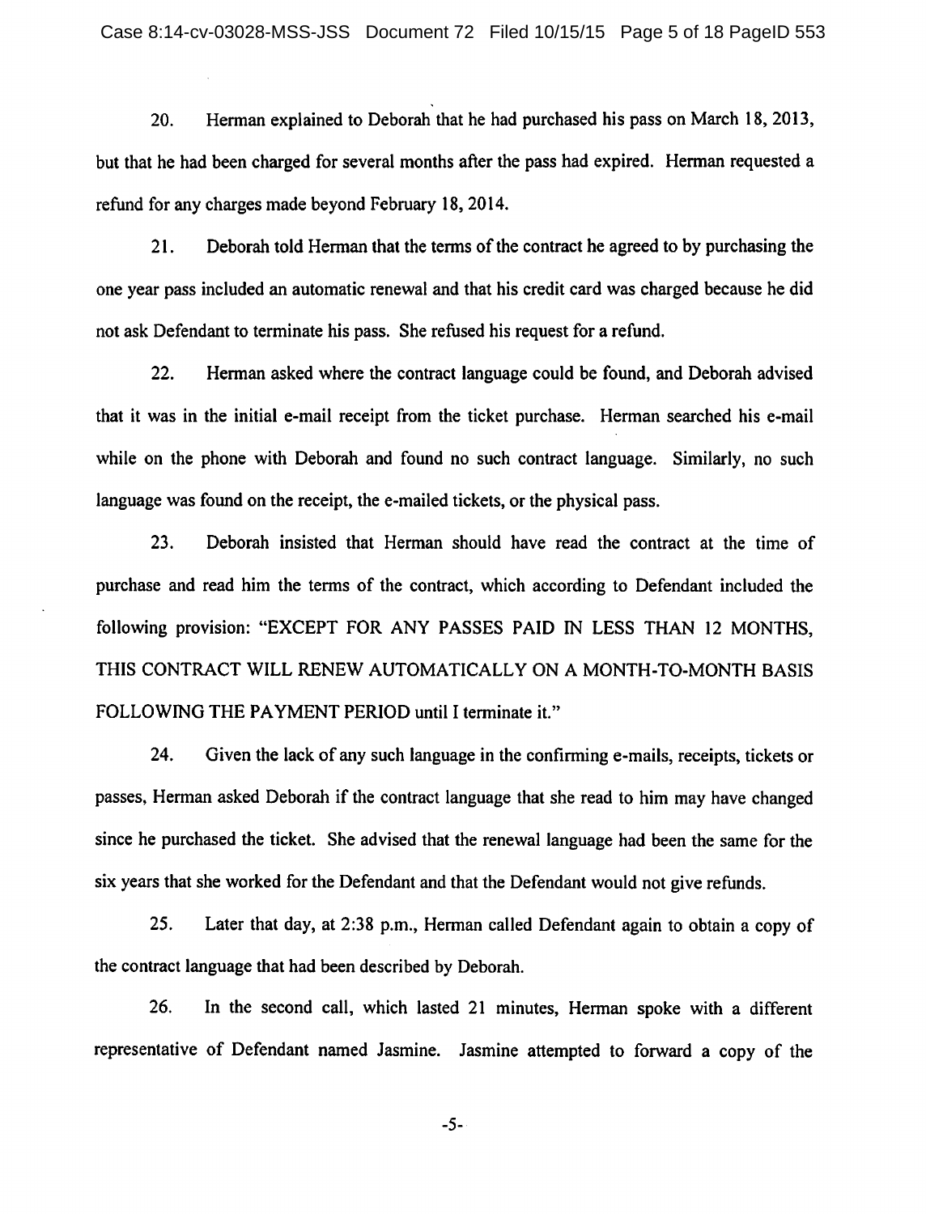20. Herman explained to Deborah that he had purchased his pass on March 18, 2013, but that he had been charged for several months after the pass had expired. Herman requested a refund for any charges made beyond February 18, 2014.

21. Deborah told Herman that the terms of the contract he agreed to by purchasing the one year pass included an automatic renewal and that his credit card was charged because he did not ask Defendant to terminate his pass. She refused his request for a refund.

22. Herman asked where the contract language could be found, and Deborah advised that it was in the initial e-mail receipt from the ticket purchase. Herman searched his e-mail while on the phone with Deborah and found no such contract language. Similarly, no such language was found on the receipt, the e-mailed tickets, or the physical pass.

23. Deborah insisted that Herman should have read the contract at the time of purchase and read him the terms of the contract, which according to Defendant included the following provision: "EXCEPT FOR ANY PASSES PAID IN LESS THAN 12 MONTHS, THIS CONTRACT WILL RENEW AUTOMATICALLY ON A MONTH-TO-MONTH BASIS FOLLOWING THE PAYMENT PERIOD until I terminate it."

24. Given the lack of any such language in the confirming e-mails, receipts, tickets or passes, Herman asked Deborah if the contract language that she read to him may have changed since he purchased the ticket. She advised that the renewal language had been the same for the six years that she worked for the Defendant and that the Defendant would not give refunds.

25. Later that day, at 2:38 p.m., Herman called Defendant again to obtain a copy of the contract language that had been described by Deborah.

26. In the second call, which lasted 21 minutes, Herman spoke with a different representative of Defendant named Jasmine. Jasmine attempted to forward a copy of the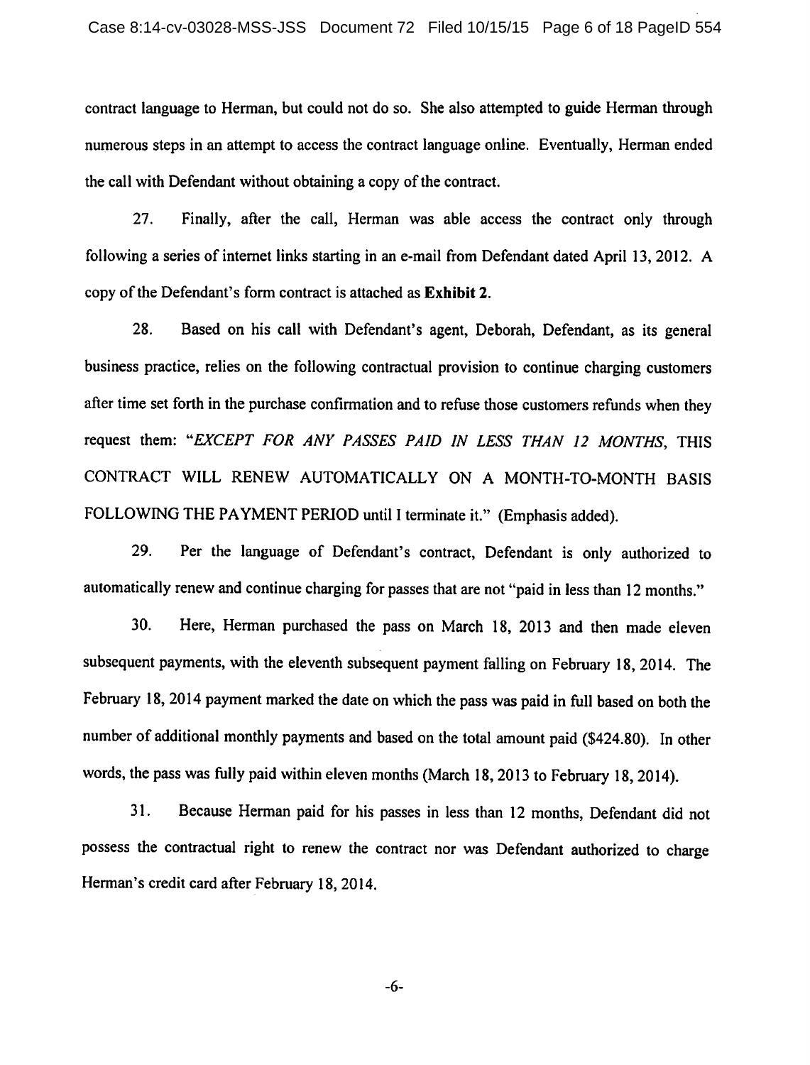contract language to Herman, but could not do so. She also attempted to guide Herman through numerous steps in an attempt to access the contract language online. Eventually, Herman ended the call with Defendant without obtaining a copy of the contract.

27. Finally, after the call, Herman was able access the contract only through following a series of internet links starting in an e-mail from Defendant dated April 13, 2012. A copy of the Defendant's form contract is attached as **Exhibit 2**.

28. Based on his call with Defendant's agent, Deborah, Defendant, as its general business practice, relies on the following contractual provision to continue charging customers after time set forth in the purchase confirmation and to refuse those customers refunds when they request them: "*EXCEPT FOR ANY PASSES PAID IN LESS THAN 12 MONTHS*, THIS CONTRACT WILL RENEW AUTOMATICALLY ON A MONTH-TO-MONTH BASIS FOLLOWING THE PAYMENT PERIOD until I terminate it." (Emphasis added).

29. Per the language of Defendant's contract, Defendant is only authorized to automatically renew and continue charging for passes that are not "paid in less than 12 months."

30. Here, Herman purchased the pass on March 18, 2013 and then made eleven subsequent payments, with the eleventh subsequent payment falling on February 18, 2014. The February 18, 2014 payment marked the date on which the pass was paid in full based on both the number of additional monthly payments and based on the total amount paid ($424.80). In other words, the pass was fully paid within eleven months (March 18, 2013 to February 18, 2014).

31. Because Herman paid for his passes in less than 12 months, Defendant did not possess the contractual right to renew the contract nor was Defendant authorized to charge Herman's credit card after February 18, 2014.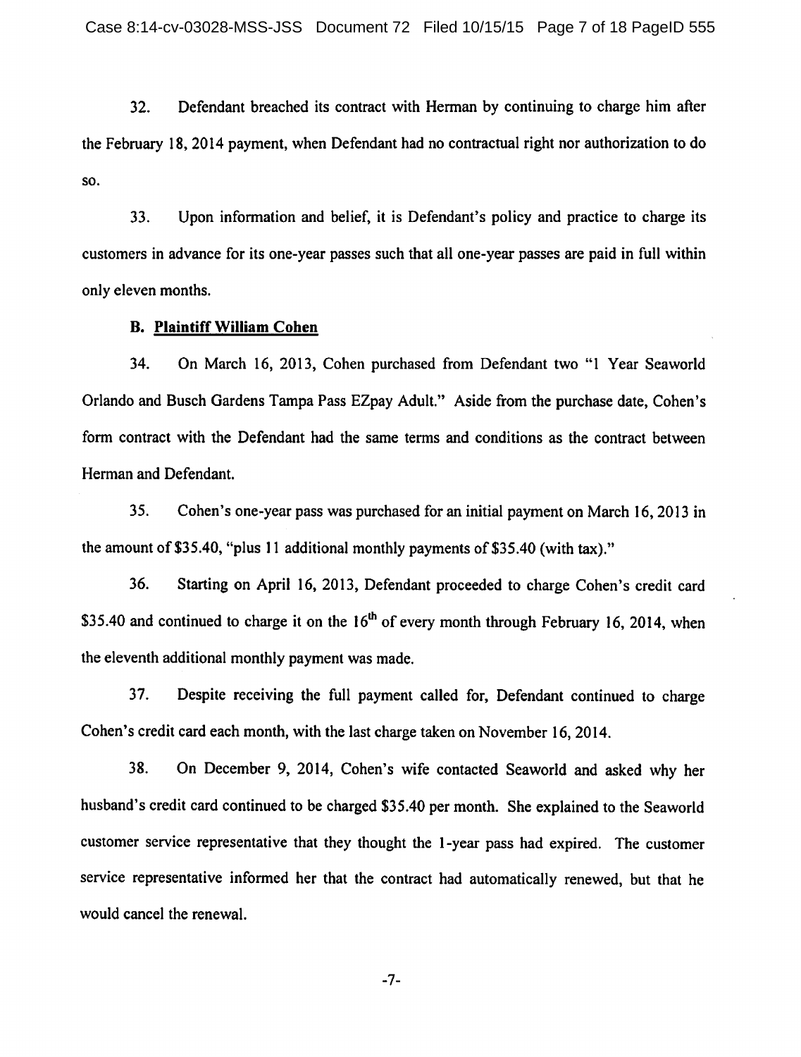32. Defendant breached its contract with Herman by continuing to charge him after the February 18, 2014 payment, when Defendant had no contractual right nor authorization to do so.

33. Upon information and belief, it is Defendant's policy and practice to charge its customers in advance for its one-year passes such that all one-year passes are paid in full within only eleven months.

**B. Plaintiff William Cohen**

34. On March 16, 2013, Cohen purchased from Defendant two "1 Year Seaworld Orlando and Busch Gardens Tampa Pass EZpay Adult." Aside from the purchase date, Cohen's form contract with the Defendant had the same terms and conditions as the contract between Herman and Defendant.

35. Cohen's one-year pass was purchased for an initial payment on March 16, 2013 in the amount of $35.40, "plus 11 additional monthly payments of $35.40 (with tax)."

36. Starting on April 16, 2013, Defendant proceeded to charge Cohen's credit card $35.40 and continued to charge it on the 16th of every month through February 16, 2014, when the eleventh additional monthly payment was made.

37. Despite receiving the full payment called for, Defendant continued to charge Cohen's credit card each month, with the last charge taken on November 16, 2014.

38. On December 9, 2014, Cohen's wife contacted Seaworld and asked why her husband's credit card continued to be charged $35.40 per month. She explained to the Seaworld customer service representative that they thought the 1-year pass had expired. The customer service representative informed her that the contract had automatically renewed, but that he would cancel the renewal.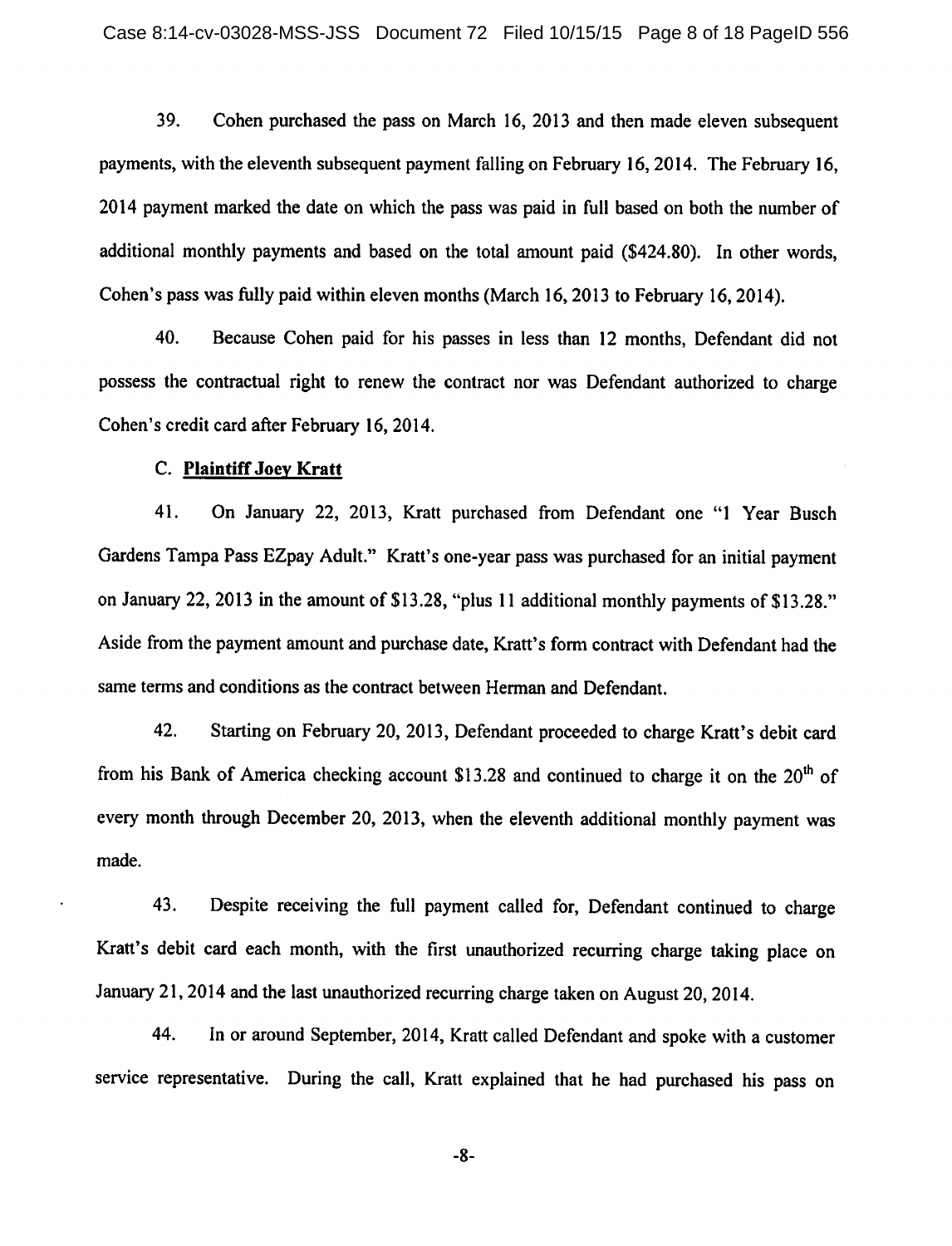39. Cohen purchased the pass on March 16, 2013 and then made eleven subsequent payments, with the eleventh subsequent payment falling on February 16, 2014. The February 16, 2014 payment marked the date on which the pass was paid in full based on both the number of additional monthly payments and based on the total amount paid ($424.80). In other words, Cohen's pass was fully paid within eleven months (March 16, 2013 to February 16, 2014).

40. Because Cohen paid for his passes in less than 12 months, Defendant did not possess the contractual right to renew the contract nor was Defendant authorized to charge Cohen's credit card after February 16, 2014.

C. **Plaintiff Joey Kratt**

41. On January 22, 2013, Kratt purchased from Defendant one "1 Year Busch Gardens Tampa Pass EZpay Adult." Kratt's one-year pass was purchased for an initial payment on January 22, 2013 in the amount of $13.28, "plus 11 additional monthly payments of $13.28." Aside from the payment amount and purchase date, Kratt's form contract with Defendant had the same terms and conditions as the contract between Herman and Defendant.

42. Starting on February 20, 2013, Defendant proceeded to charge Kratt's debit card from his Bank of America checking account $13.28 and continued to charge it on the 20th of every month through December 20, 2013, when the eleventh additional monthly payment was made.

43. Despite receiving the full payment called for, Defendant continued to charge Kratt's debit card each month, with the first unauthorized recurring charge taking place on January 21, 2014 and the last unauthorized recurring charge taken on August 20, 2014.

44. In or around September, 2014, Kratt called Defendant and spoke with a customer service representative. During the call, Kratt explained that he had purchased his pass on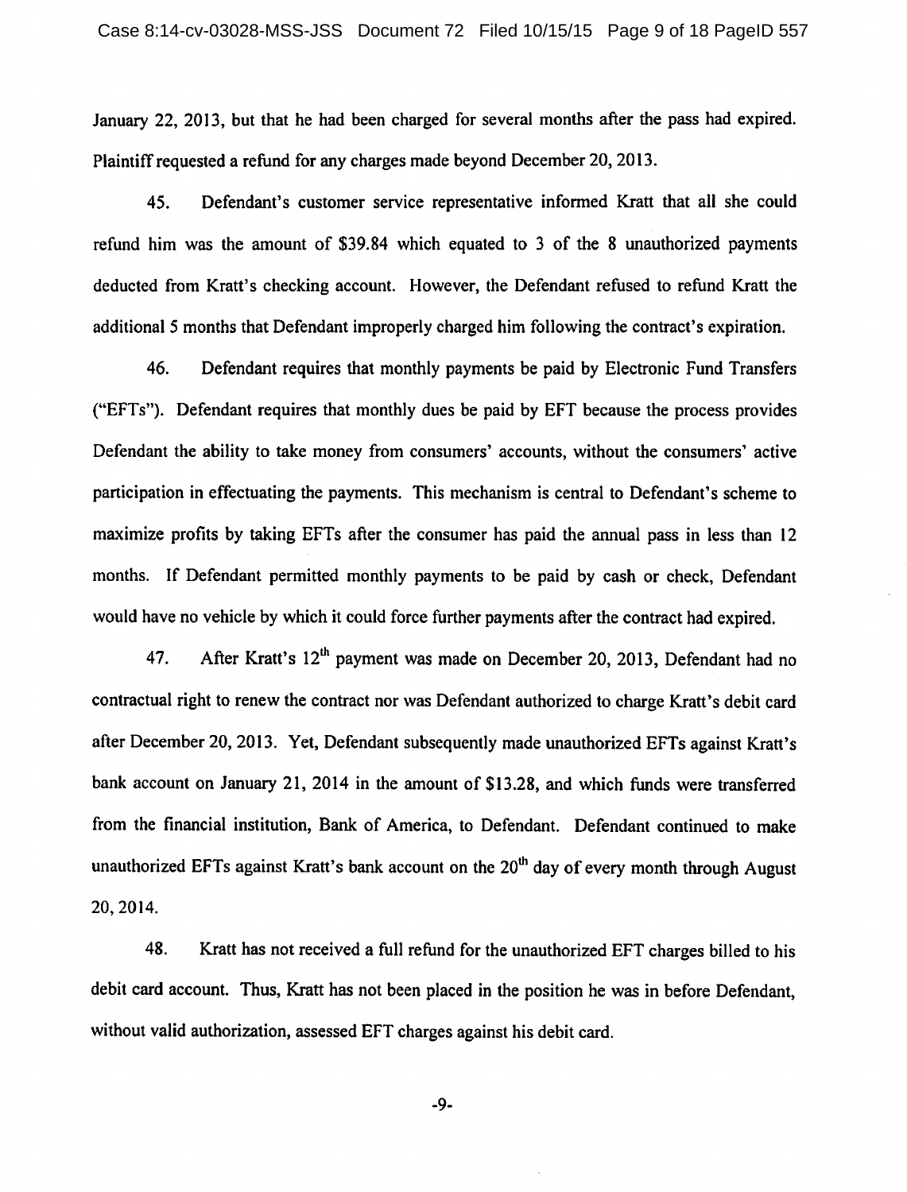January 22, 2013, but that he had been charged for several months after the pass had expired. Plaintiff requested a refund for any charges made beyond December 20, 2013.

45. Defendant's customer service representative informed Kratt that all she could refund him was the amount of $39.84 which equated to 3 of the 8 unauthorized payments deducted from Kratt's checking account. However, the Defendant refused to refund Kratt the additional 5 months that Defendant improperly charged him following the contract's expiration.

46. Defendant requires that monthly payments be paid by Electronic Fund Transfers ("EFTs"). Defendant requires that monthly dues be paid by EFT because the process provides Defendant the ability to take money from consumers' accounts, without the consumers' active participation in effectuating the payments. This mechanism is central to Defendant's scheme to maximize profits by taking EFTs after the consumer has paid the annual pass in less than 12 months. If Defendant permitted monthly payments to be paid by cash or check, Defendant would have no vehicle by which it could force further payments after the contract had expired.

47. After Kratt's 12th payment was made on December 20, 2013, Defendant had no contractual right to renew the contract nor was Defendant authorized to charge Kratt's debit card after December 20, 2013. Yet, Defendant subsequently made unauthorized EFTs against Kratt's bank account on January 21, 2014 in the amount of $13.28, and which funds were transferred from the financial institution, Bank of America, to Defendant. Defendant continued to make unauthorized EFTs against Kratt's bank account on the 20th day of every month through August 20, 2014.

48. Kratt has not received a full refund for the unauthorized EFT charges billed to his debit card account. Thus, Kratt has not been placed in the position he was in before Defendant, without valid authorization, assessed EFT charges against his debit card.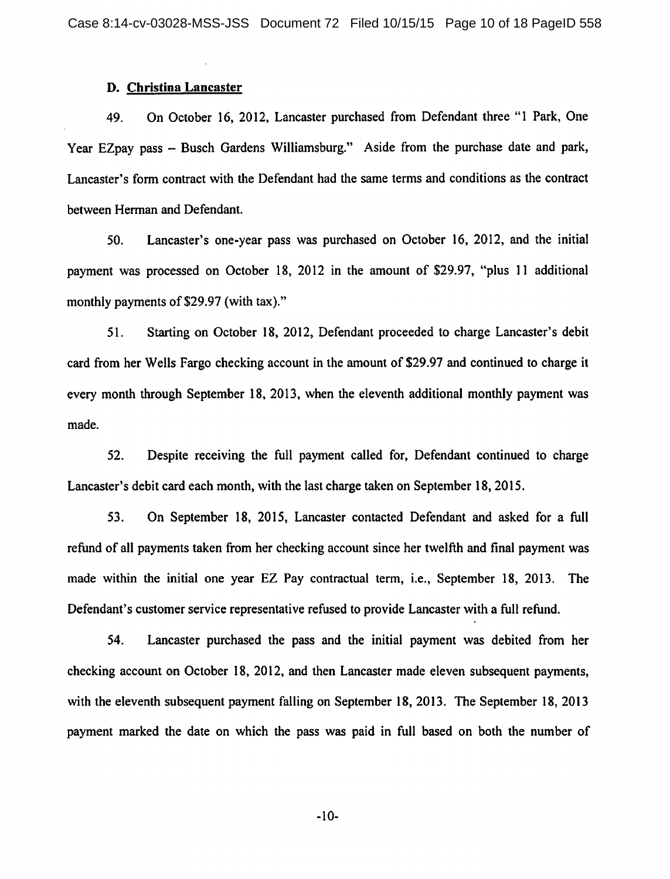### D. Christina Lancaster

49. On October 16, 2012, Lancaster purchased from Defendant three "1 Park, One Year EZpay pass – Busch Gardens Williamsburg." Aside from the purchase date and park, Lancaster's form contract with the Defendant had the same terms and conditions as the contract between Herman and Defendant.

50. Lancaster's one-year pass was purchased on October 16, 2012, and the initial payment was processed on October 18, 2012 in the amount of $29.97, "plus 11 additional monthly payments of $29.97 (with tax)."

51. Starting on October 18, 2012, Defendant proceeded to charge Lancaster's debit card from her Wells Fargo checking account in the amount of $29.97 and continued to charge it every month through September 18, 2013, when the eleventh additional monthly payment was made.

52. Despite receiving the full payment called for, Defendant continued to charge Lancaster's debit card each month, with the last charge taken on September 18, 2015.

53. On September 18, 2015, Lancaster contacted Defendant and asked for a full refund of all payments taken from her checking account since her twelfth and final payment was made within the initial one year EZ Pay contractual term, i.e., September 18, 2013. The Defendant's customer service representative refused to provide Lancaster with a full refund.

54. Lancaster purchased the pass and the initial payment was debited from her checking account on October 18, 2012, and then Lancaster made eleven subsequent payments, with the eleventh subsequent payment falling on September 18, 2013. The September 18, 2013 payment marked the date on which the pass was paid in full based on both the number of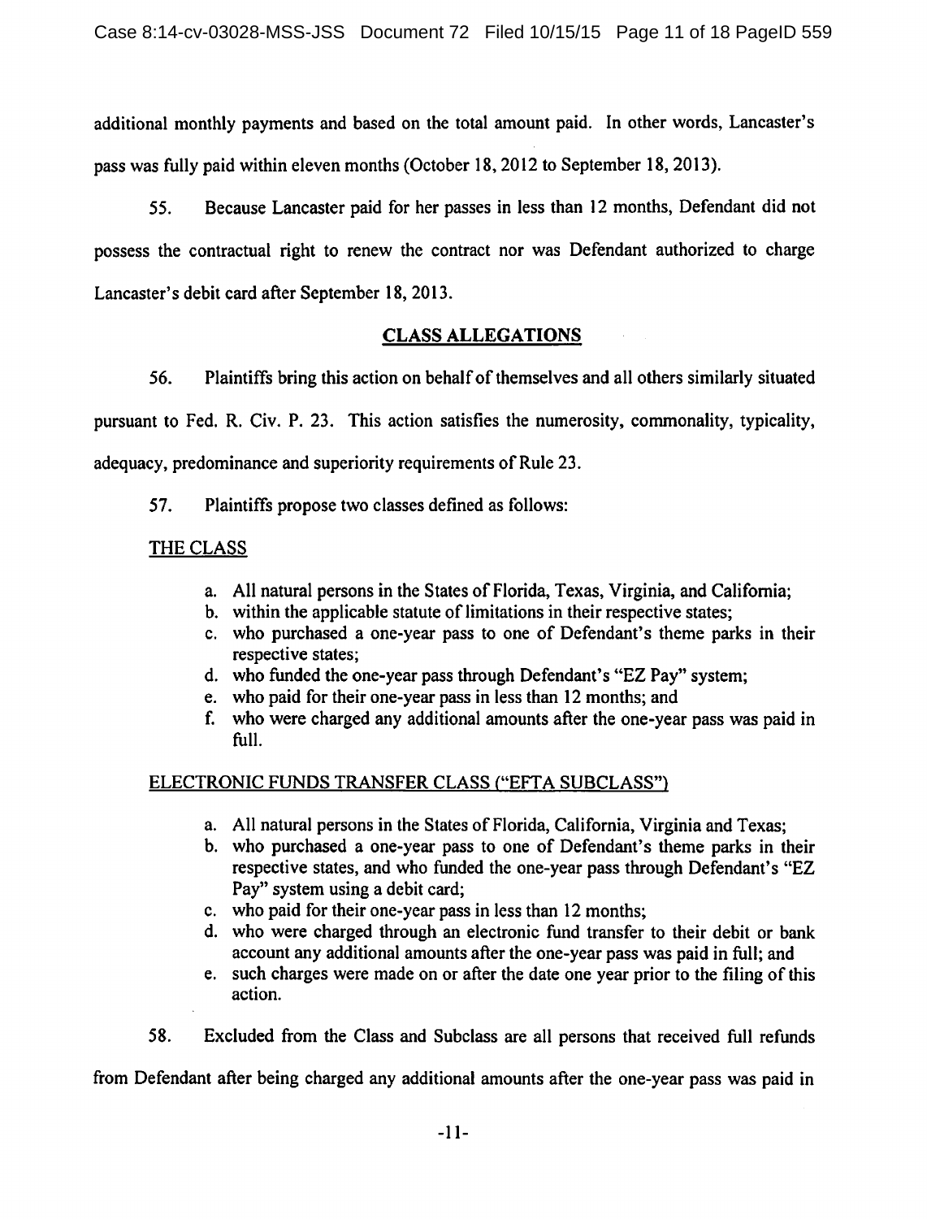additional monthly payments and based on the total amount paid. In other words, Lancaster's pass was fully paid within eleven months (October 18, 2012 to September 18, 2013).

55. Because Lancaster paid for her passes in less than 12 months, Defendant did not possess the contractual right to renew the contract nor was Defendant authorized to charge Lancaster's debit card after September 18, 2013.

## CLASS ALLEGATIONS

56. Plaintiffs bring this action on behalf of themselves and all others similarly situated pursuant to Fed. R. Civ. P. 23. This action satisfies the numerosity, commonality, typicality, adequacy, predominance and superiority requirements of Rule 23.

57. Plaintiffs propose two classes defined as follows:

THE CLASS

a. All natural persons in the States of Florida, Texas, Virginia, and California;
b. within the applicable statute of limitations in their respective states;
c. who purchased a one-year pass to one of Defendant's theme parks in their respective states;
d. who funded the one-year pass through Defendant's "EZ Pay" system;
e. who paid for their one-year pass in less than 12 months; and
f. who were charged any additional amounts after the one-year pass was paid in full.

ELECTRONIC FUNDS TRANSFER CLASS ("EFTA SUBCLASS")

a. All natural persons in the States of Florida, California, Virginia and Texas;
b. who purchased a one-year pass to one of Defendant's theme parks in their respective states, and who funded the one-year pass through Defendant's "EZ Pay" system using a debit card;
c. who paid for their one-year pass in less than 12 months;
d. who were charged through an electronic fund transfer to their debit or bank account any additional amounts after the one-year pass was paid in full; and
e. such charges were made on or after the date one year prior to the filing of this action.

58. Excluded from the Class and Subclass are all persons that received full refunds from Defendant after being charged any additional amounts after the one-year pass was paid in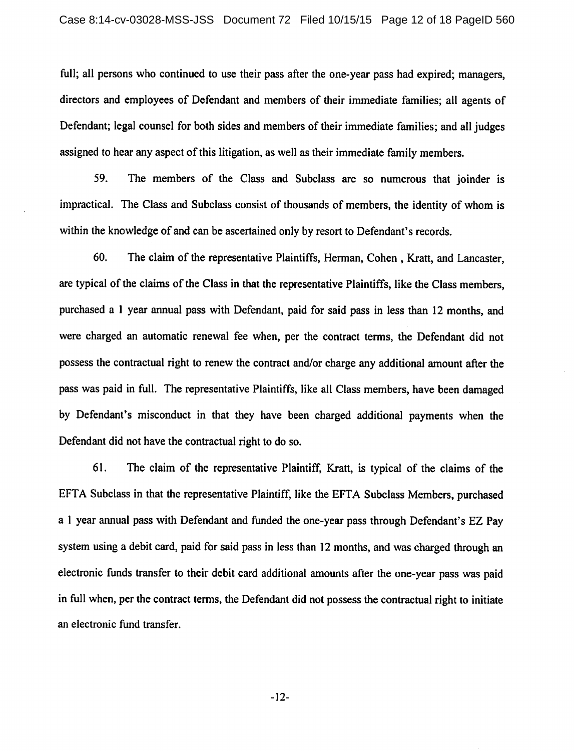full; all persons who continued to use their pass after the one-year pass had expired; managers, directors and employees of Defendant and members of their immediate families; all agents of Defendant; legal counsel for both sides and members of their immediate families; and all judges assigned to hear any aspect of this litigation, as well as their immediate family members.

59. The members of the Class and Subclass are so numerous that joinder is impractical. The Class and Subclass consist of thousands of members, the identity of whom is within the knowledge of and can be ascertained only by resort to Defendant's records.

60. The claim of the representative Plaintiffs, Herman, Cohen , Kratt, and Lancaster, are typical of the claims of the Class in that the representative Plaintiffs, like the Class members, purchased a 1 year annual pass with Defendant, paid for said pass in less than 12 months, and were charged an automatic renewal fee when, per the contract terms, the Defendant did not possess the contractual right to renew the contract and/or charge any additional amount after the pass was paid in full. The representative Plaintiffs, like all Class members, have been damaged by Defendant's misconduct in that they have been charged additional payments when the Defendant did not have the contractual right to do so.

61. The claim of the representative Plaintiff, Kratt, is typical of the claims of the EFTA Subclass in that the representative Plaintiff, like the EFTA Subclass Members, purchased a 1 year annual pass with Defendant and funded the one-year pass through Defendant's EZ Pay system using a debit card, paid for said pass in less than 12 months, and was charged through an electronic funds transfer to their debit card additional amounts after the one-year pass was paid in full when, per the contract terms, the Defendant did not possess the contractual right to initiate an electronic fund transfer.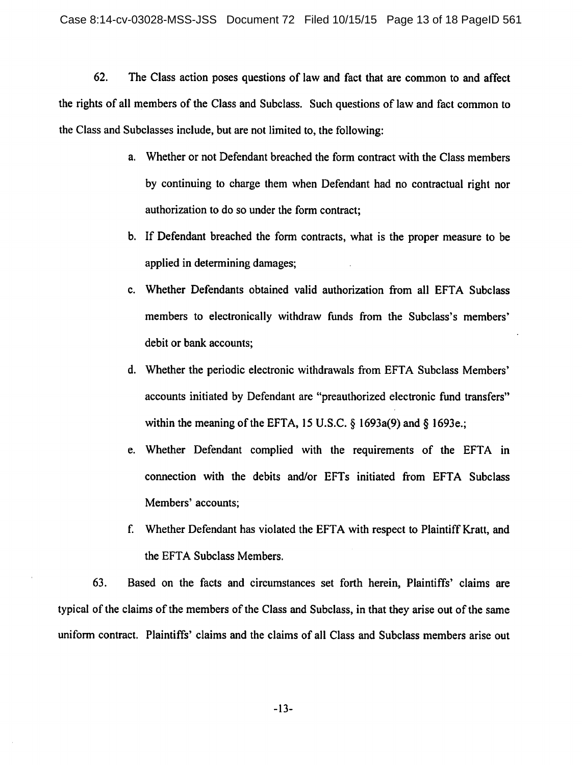62. The Class action poses questions of law and fact that are common to and affect the rights of all members of the Class and Subclass. Such questions of law and fact common to the Class and Subclasses include, but are not limited to, the following:

a. Whether or not Defendant breached the form contract with the Class members by continuing to charge them when Defendant had no contractual right nor authorization to do so under the form contract;

b. If Defendant breached the form contracts, what is the proper measure to be applied in determining damages;

c. Whether Defendants obtained valid authorization from all EFTA Subclass members to electronically withdraw funds from the Subclass's members' debit or bank accounts;

d. Whether the periodic electronic withdrawals from EFTA Subclass Members' accounts initiated by Defendant are "preauthorized electronic fund transfers" within the meaning of the EFTA, 15 U.S.C. § 1693a(9) and § 1693e.;

e. Whether Defendant complied with the requirements of the EFTA in connection with the debits and/or EFTs initiated from EFTA Subclass Members' accounts;

f. Whether Defendant has violated the EFTA with respect to Plaintiff Kratt, and the EFTA Subclass Members.

63. Based on the facts and circumstances set forth herein, Plaintiffs' claims are typical of the claims of the members of the Class and Subclass, in that they arise out of the same uniform contract. Plaintiffs' claims and the claims of all Class and Subclass members arise out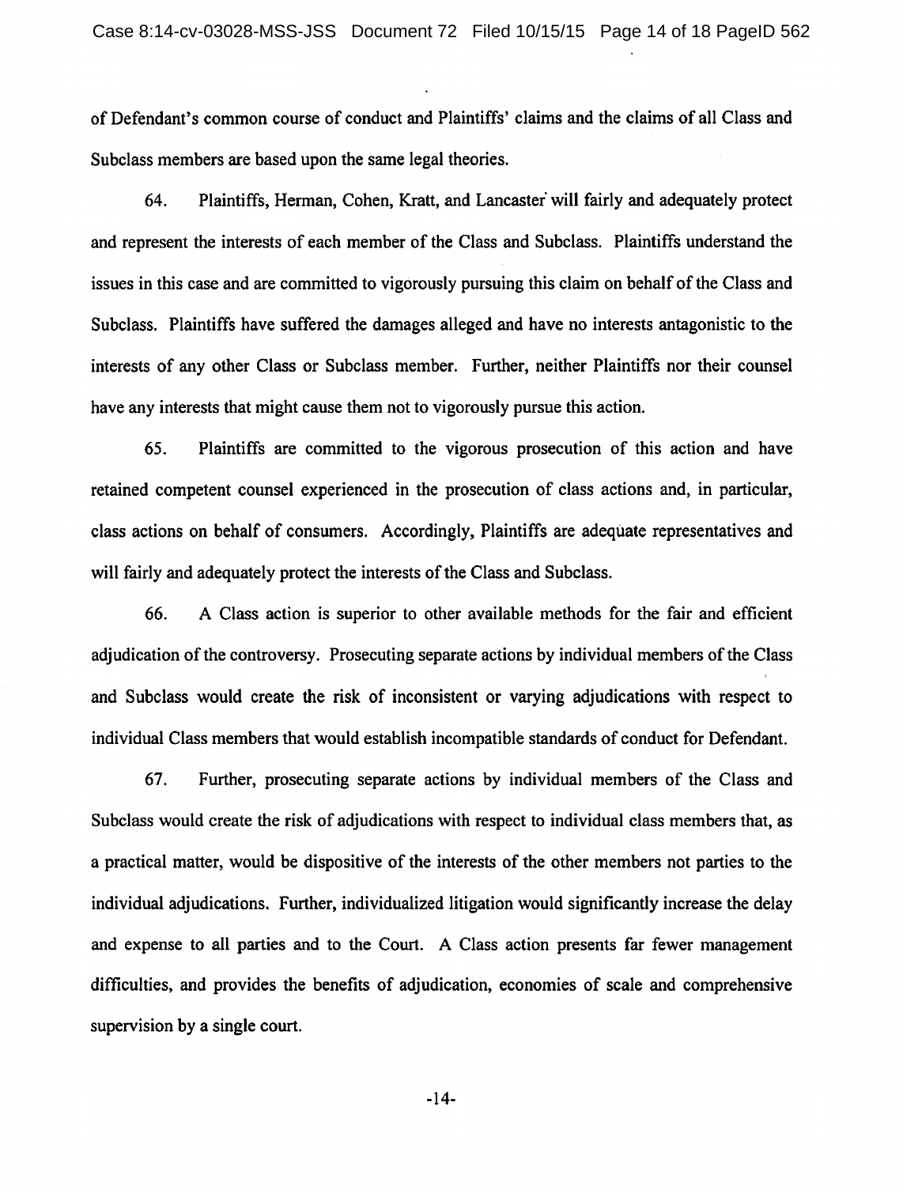of Defendant's common course of conduct and Plaintiffs' claims and the claims of all Class and Subclass members are based upon the same legal theories.

64. Plaintiffs, Herman, Cohen, Kratt, and Lancaster will fairly and adequately protect and represent the interests of each member of the Class and Subclass. Plaintiffs understand the issues in this case and are committed to vigorously pursuing this claim on behalf of the Class and Subclass. Plaintiffs have suffered the damages alleged and have no interests antagonistic to the interests of any other Class or Subclass member. Further, neither Plaintiffs nor their counsel have any interests that might cause them not to vigorously pursue this action.

65. Plaintiffs are committed to the vigorous prosecution of this action and have retained competent counsel experienced in the prosecution of class actions and, in particular, class actions on behalf of consumers. Accordingly, Plaintiffs are adequate representatives and will fairly and adequately protect the interests of the Class and Subclass.

66. A Class action is superior to other available methods for the fair and efficient adjudication of the controversy. Prosecuting separate actions by individual members of the Class and Subclass would create the risk of inconsistent or varying adjudications with respect to individual Class members that would establish incompatible standards of conduct for Defendant.

67. Further, prosecuting separate actions by individual members of the Class and Subclass would create the risk of adjudications with respect to individual class members that, as a practical matter, would be dispositive of the interests of the other members not parties to the individual adjudications. Further, individualized litigation would significantly increase the delay and expense to all parties and to the Court. A Class action presents far fewer management difficulties, and provides the benefits of adjudication, economies of scale and comprehensive supervision by a single court.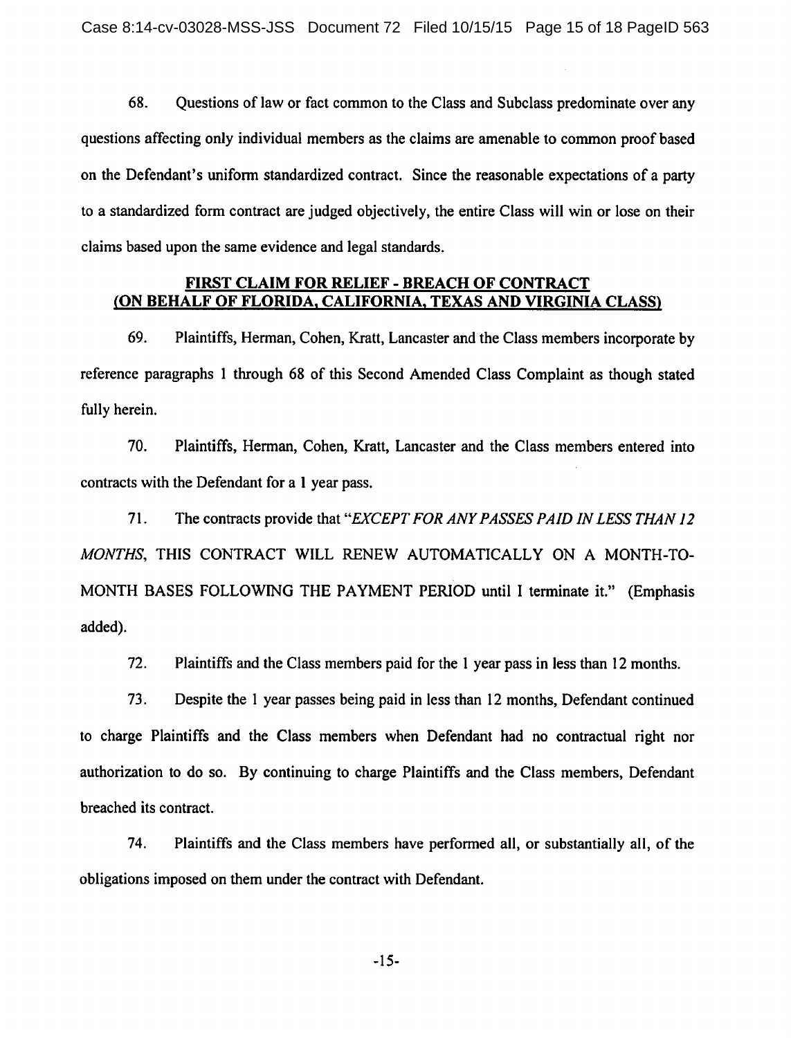68. Questions of law or fact common to the Class and Subclass predominate over any questions affecting only individual members as the claims are amenable to common proof based on the Defendant's uniform standardized contract. Since the reasonable expectations of a party to a standardized form contract are judged objectively, the entire Class will win or lose on their claims based upon the same evidence and legal standards.

## FIRST CLAIM FOR RELIEF - BREACH OF CONTRACT (ON BEHALF OF FLORIDA, CALIFORNIA, TEXAS AND VIRGINIA CLASS)

69. Plaintiffs, Herman, Cohen, Kratt, Lancaster and the Class members incorporate by reference paragraphs 1 through 68 of this Second Amended Class Complaint as though stated fully herein.

70. Plaintiffs, Herman, Cohen, Kratt, Lancaster and the Class members entered into contracts with the Defendant for a 1 year pass.

71. The contracts provide that "*EXCEPT FOR ANY PASSES PAID IN LESS THAN 12 MONTHS*, THIS CONTRACT WILL RENEW AUTOMATICALLY ON A MONTH-TO-MONTH BASES FOLLOWING THE PAYMENT PERIOD until I terminate it." (Emphasis added).

72. Plaintiffs and the Class members paid for the 1 year pass in less than 12 months.

73. Despite the 1 year passes being paid in less than 12 months, Defendant continued to charge Plaintiffs and the Class members when Defendant had no contractual right nor authorization to do so. By continuing to charge Plaintiffs and the Class members, Defendant breached its contract.

74. Plaintiffs and the Class members have performed all, or substantially all, of the obligations imposed on them under the contract with Defendant.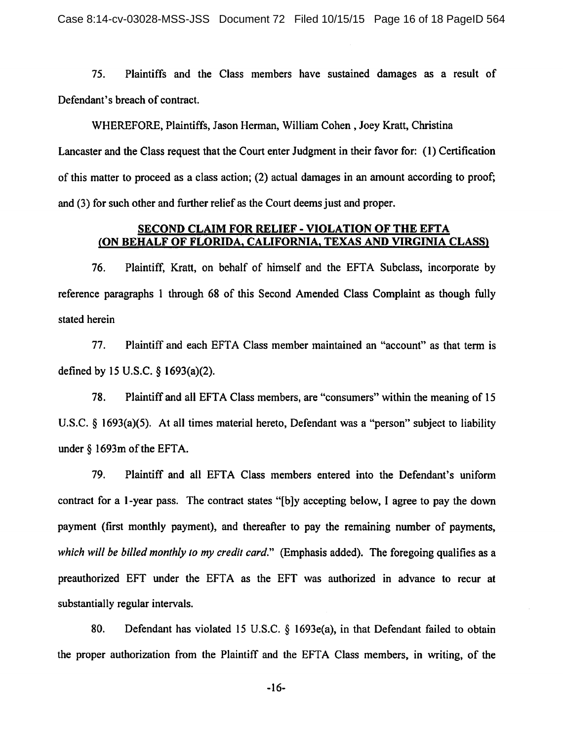75. Plaintiffs and the Class members have sustained damages as a result of Defendant's breach of contract.

WHEREFORE, Plaintiffs, Jason Herman, William Cohen , Joey Kratt, Christina Lancaster and the Class request that the Court enter Judgment in their favor for: (1) Certification of this matter to proceed as a class action; (2) actual damages in an amount according to proof; and (3) for such other and further relief as the Court deems just and proper.

## SECOND CLAIM FOR RELIEF - VIOLATION OF THE EFTA (ON BEHALF OF FLORIDA, CALIFORNIA, TEXAS AND VIRGINIA CLASS)

76. Plaintiff, Kratt, on behalf of himself and the EFTA Subclass, incorporate by reference paragraphs 1 through 68 of this Second Amended Class Complaint as though fully stated herein

77. Plaintiff and each EFTA Class member maintained an "account" as that term is defined by 15 U.S.C. § 1693(a)(2).

78. Plaintiff and all EFTA Class members, are "consumers" within the meaning of 15 U.S.C. § 1693(a)(5). At all times material hereto, Defendant was a "person" subject to liability under § 1693m of the EFTA.

79. Plaintiff and all EFTA Class members entered into the Defendant's uniform contract for a 1-year pass. The contract states "[b]y accepting below, I agree to pay the down payment (first monthly payment), and thereafter to pay the remaining number of payments, *which will be billed monthly to my credit card.*" (Emphasis added). The foregoing qualifies as a preauthorized EFT under the EFTA as the EFT was authorized in advance to recur at substantially regular intervals.

80. Defendant has violated 15 U.S.C. § 1693e(a), in that Defendant failed to obtain the proper authorization from the Plaintiff and the EFTA Class members, in writing, of the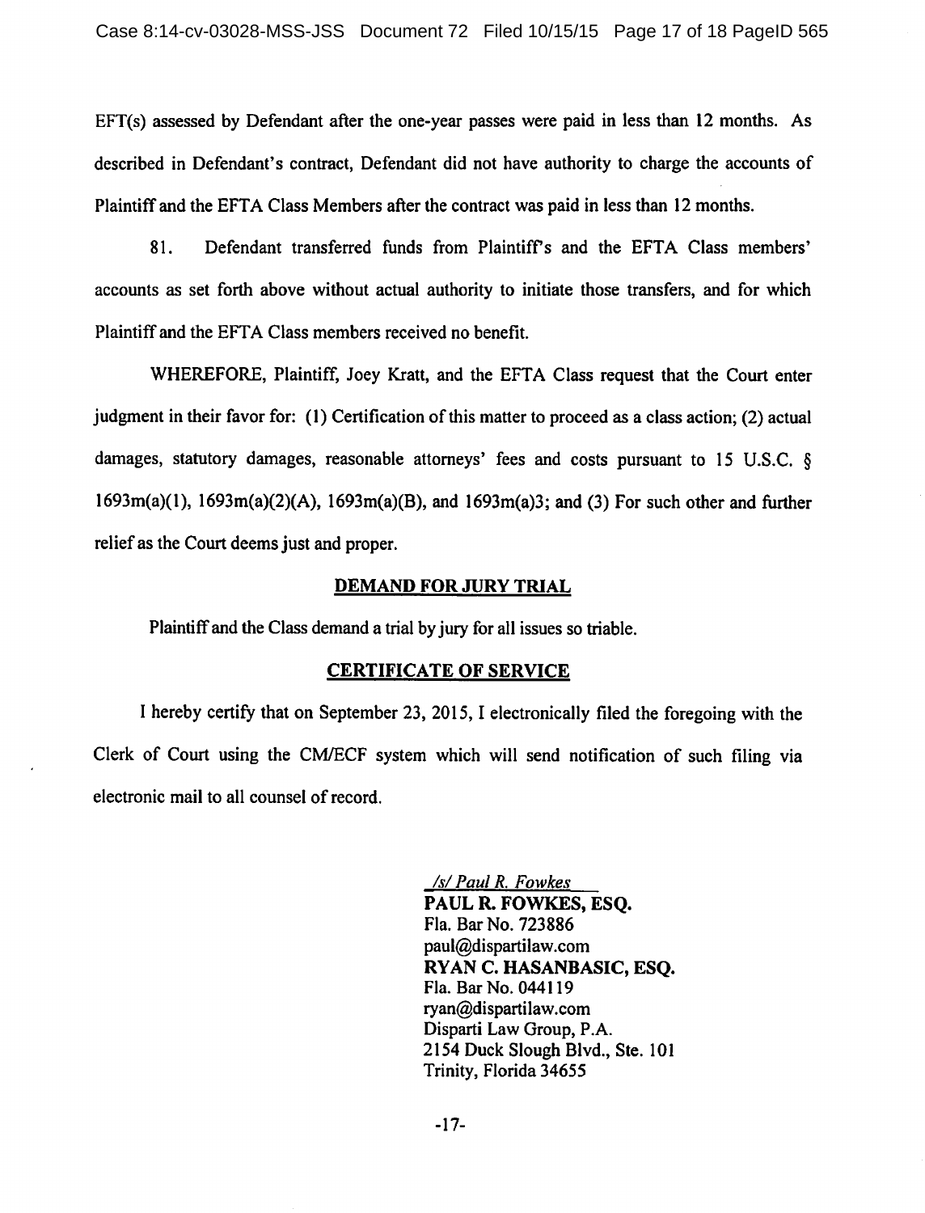EFT(s) assessed by Defendant after the one-year passes were paid in less than 12 months. As described in Defendant's contract, Defendant did not have authority to charge the accounts of Plaintiff and the EFTA Class Members after the contract was paid in less than 12 months.

81. Defendant transferred funds from Plaintiff's and the EFTA Class members' accounts as set forth above without actual authority to initiate those transfers, and for which Plaintiff and the EFTA Class members received no benefit.

WHEREFORE, Plaintiff, Joey Kratt, and the EFTA Class request that the Court enter judgment in their favor for: (1) Certification of this matter to proceed as a class action; (2) actual damages, statutory damages, reasonable attorneys' fees and costs pursuant to 15 U.S.C. § 1693m(a)(1), 1693m(a)(2)(A), 1693m(a)(B), and 1693m(a)3; and (3) For such other and further relief as the Court deems just and proper.

**DEMAND FOR JURY TRIAL**

Plaintiff and the Class demand a trial by jury for all issues so triable.

**CERTIFICATE OF SERVICE**

I hereby certify that on September 23, 2015, I electronically filed the foregoing with the Clerk of Court using the CM/ECF system which will send notification of such filing via electronic mail to all counsel of record.

*/s/ Paul R. Fowkes*
**PAUL R. FOWKES, ESQ.**
Fla. Bar No. 723886
paul@dispartilaw.com
**RYAN C. HASANBASIC, ESQ.**
Fla. Bar No. 044119
ryan@dispartilaw.com
Disparti Law Group, P.A.
2154 Duck Slough Blvd., Ste. 101
Trinity, Florida 34655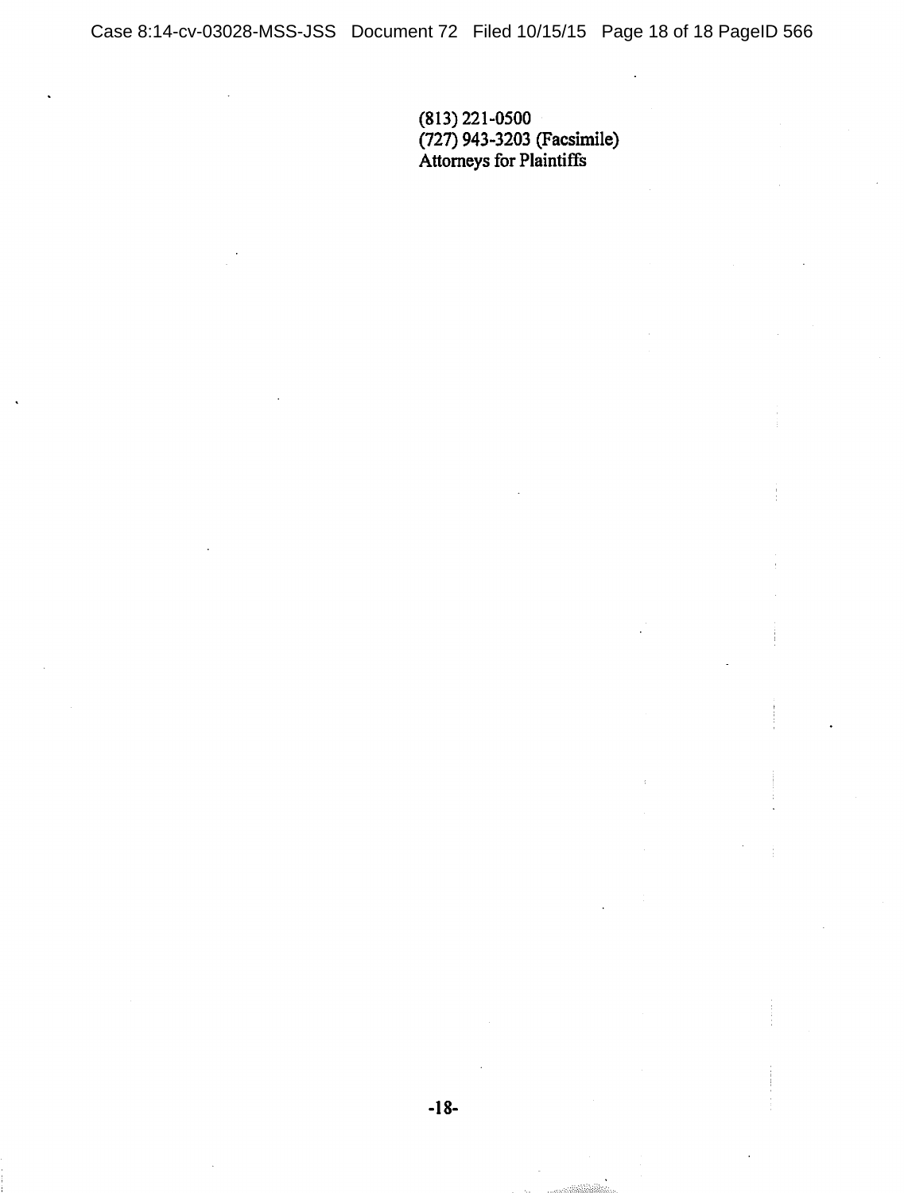(813) 221-0500
(727) 943-3203 (Facsimile)
Attorneys for Plaintiffs